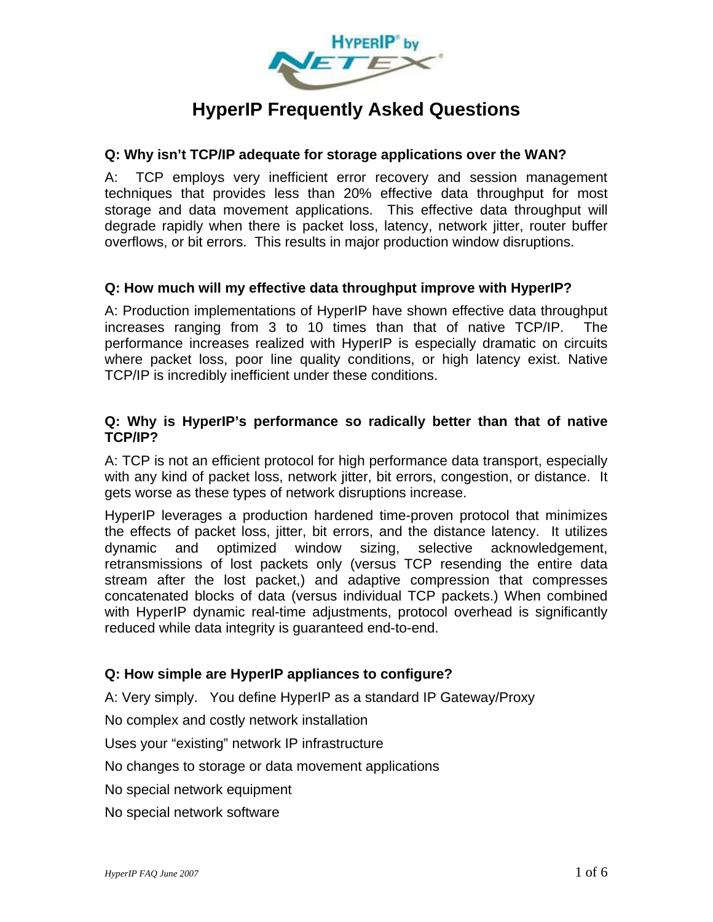# HyperIP Frequently Asked Questions

**Q: Why isn't TCP/IP adequate for storage applications over the WAN?**

A: TCP employs very inefficient error recovery and session management techniques that provides less than 20% effective data throughput for most storage and data movement applications. This effective data throughput will degrade rapidly when there is packet loss, latency, network jitter, router buffer overflows, or bit errors. This results in major production window disruptions.

**Q: How much will my effective data throughput improve with HyperIP?**

A: Production implementations of HyperIP have shown effective data throughput increases ranging from 3 to 10 times than that of native TCP/IP. The performance increases realized with HyperIP is especially dramatic on circuits where packet loss, poor line quality conditions, or high latency exist. Native TCP/IP is incredibly inefficient under these conditions.

**Q: Why is HyperIP's performance so radically better than that of native TCP/IP?**

A: TCP is not an efficient protocol for high performance data transport, especially with any kind of packet loss, network jitter, bit errors, congestion, or distance. It gets worse as these types of network disruptions increase.

HyperIP leverages a production hardened time-proven protocol that minimizes the effects of packet loss, jitter, bit errors, and the distance latency. It utilizes dynamic and optimized window sizing, selective acknowledgement, retransmissions of lost packets only (versus TCP resending the entire data stream after the lost packet,) and adaptive compression that compresses concatenated blocks of data (versus individual TCP packets.) When combined with HyperIP dynamic real-time adjustments, protocol overhead is significantly reduced while data integrity is guaranteed end-to-end.

**Q: How simple are HyperIP appliances to configure?**

A: Very simply. You define HyperIP as a standard IP Gateway/Proxy

No complex and costly network installation

Uses your "existing" network IP infrastructure

No changes to storage or data movement applications

No special network equipment

No special network software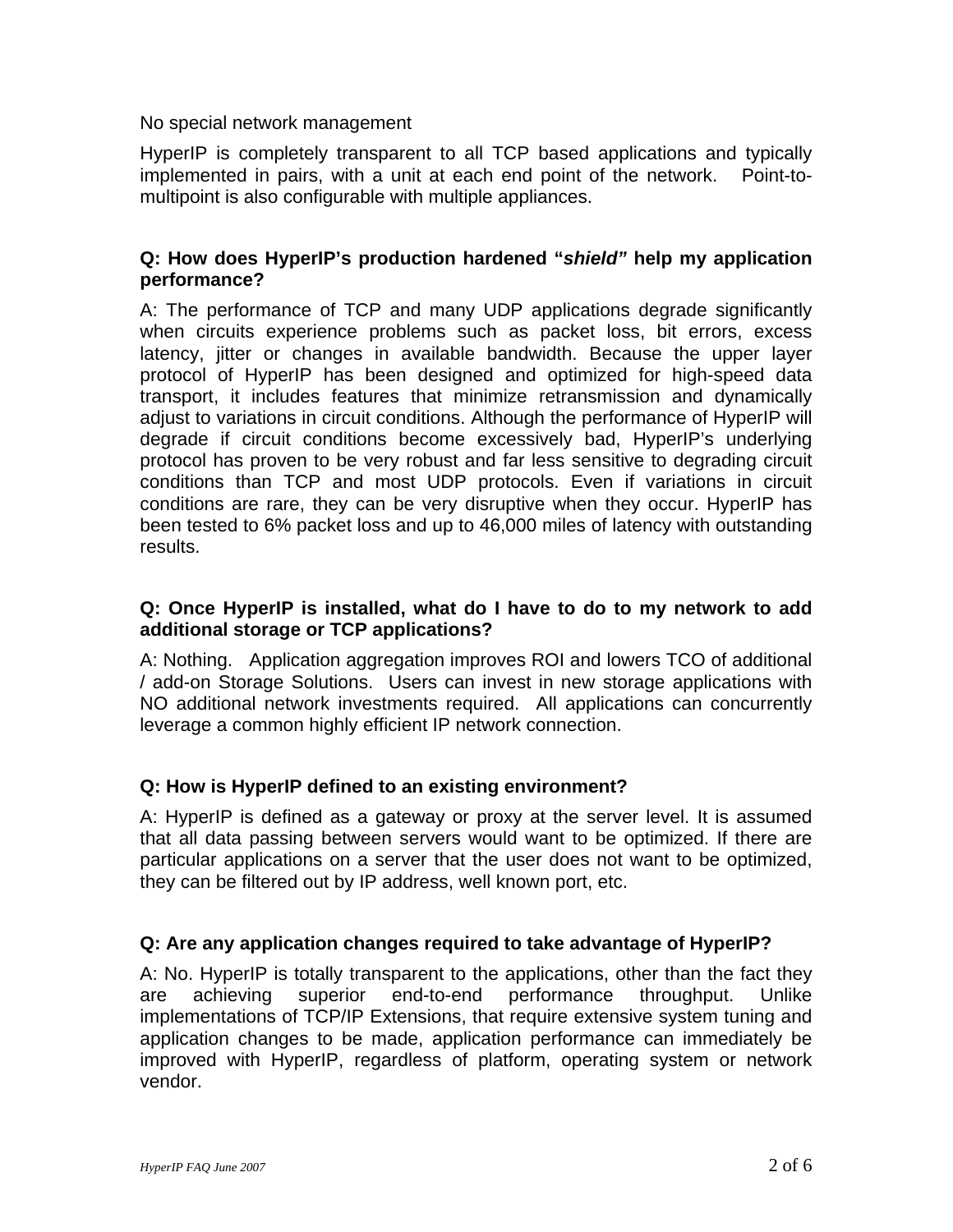No special network management

HyperIP is completely transparent to all TCP based applications and typically implemented in pairs, with a unit at each end point of the network. Point-to-multipoint is also configurable with multiple appliances.

**Q: How does HyperIP's production hardened "*shield*" help my application performance?**

A: The performance of TCP and many UDP applications degrade significantly when circuits experience problems such as packet loss, bit errors, excess latency, jitter or changes in available bandwidth. Because the upper layer protocol of HyperIP has been designed and optimized for high-speed data transport, it includes features that minimize retransmission and dynamically adjust to variations in circuit conditions. Although the performance of HyperIP will degrade if circuit conditions become excessively bad, HyperIP's underlying protocol has proven to be very robust and far less sensitive to degrading circuit conditions than TCP and most UDP protocols. Even if variations in circuit conditions are rare, they can be very disruptive when they occur. HyperIP has been tested to 6% packet loss and up to 46,000 miles of latency with outstanding results.

**Q: Once HyperIP is installed, what do I have to do to my network to add additional storage or TCP applications?**

A: Nothing. Application aggregation improves ROI and lowers TCO of additional / add-on Storage Solutions. Users can invest in new storage applications with NO additional network investments required. All applications can concurrently leverage a common highly efficient IP network connection.

**Q: How is HyperIP defined to an existing environment?**

A: HyperIP is defined as a gateway or proxy at the server level. It is assumed that all data passing between servers would want to be optimized. If there are particular applications on a server that the user does not want to be optimized, they can be filtered out by IP address, well known port, etc.

**Q: Are any application changes required to take advantage of HyperIP?**

A: No. HyperIP is totally transparent to the applications, other than the fact they are achieving superior end-to-end performance throughput. Unlike implementations of TCP/IP Extensions, that require extensive system tuning and application changes to be made, application performance can immediately be improved with HyperIP, regardless of platform, operating system or network vendor.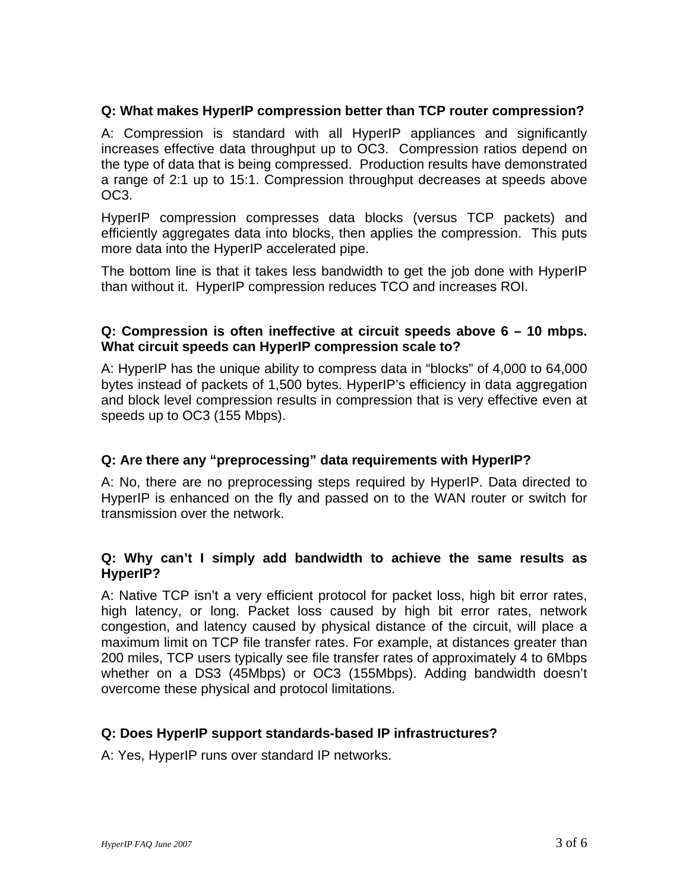**Q: What makes HyperIP compression better than TCP router compression?**

A: Compression is standard with all HyperIP appliances and significantly increases effective data throughput up to OC3. Compression ratios depend on the type of data that is being compressed. Production results have demonstrated a range of 2:1 up to 15:1. Compression throughput decreases at speeds above OC3.

HyperIP compression compresses data blocks (versus TCP packets) and efficiently aggregates data into blocks, then applies the compression. This puts more data into the HyperIP accelerated pipe.

The bottom line is that it takes less bandwidth to get the job done with HyperIP than without it. HyperIP compression reduces TCO and increases ROI.

**Q: Compression is often ineffective at circuit speeds above 6 – 10 mbps. What circuit speeds can HyperIP compression scale to?**

A: HyperIP has the unique ability to compress data in "blocks" of 4,000 to 64,000 bytes instead of packets of 1,500 bytes. HyperIP's efficiency in data aggregation and block level compression results in compression that is very effective even at speeds up to OC3 (155 Mbps).

**Q: Are there any "preprocessing" data requirements with HyperIP?**

A: No, there are no preprocessing steps required by HyperIP. Data directed to HyperIP is enhanced on the fly and passed on to the WAN router or switch for transmission over the network.

**Q: Why can't I simply add bandwidth to achieve the same results as HyperIP?**

A: Native TCP isn't a very efficient protocol for packet loss, high bit error rates, high latency, or long. Packet loss caused by high bit error rates, network congestion, and latency caused by physical distance of the circuit, will place a maximum limit on TCP file transfer rates. For example, at distances greater than 200 miles, TCP users typically see file transfer rates of approximately 4 to 6Mbps whether on a DS3 (45Mbps) or OC3 (155Mbps). Adding bandwidth doesn't overcome these physical and protocol limitations.

**Q: Does HyperIP support standards-based IP infrastructures?**

A: Yes, HyperIP runs over standard IP networks.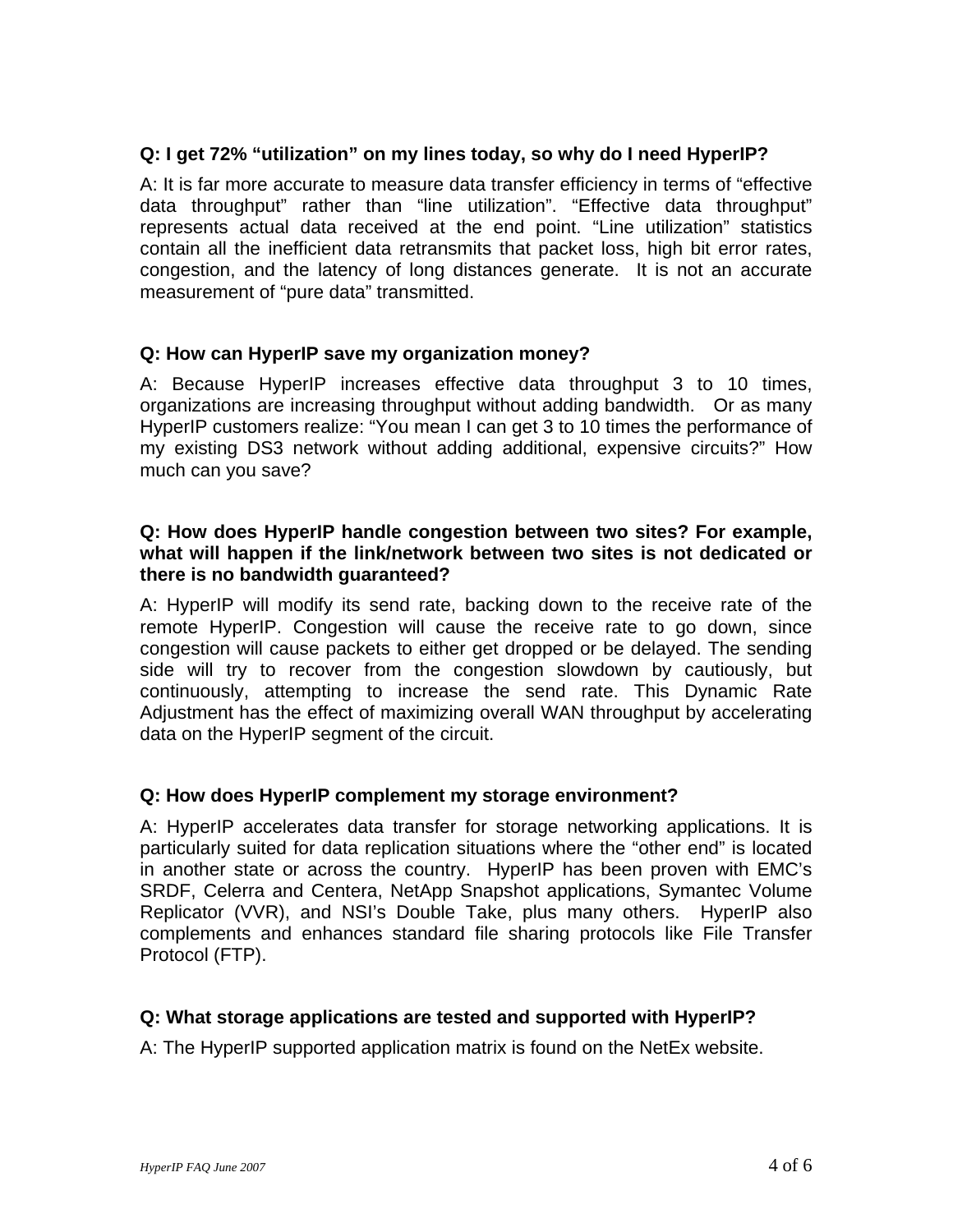**Q: I get 72% "utilization" on my lines today, so why do I need HyperIP?**

A: It is far more accurate to measure data transfer efficiency in terms of "effective data throughput" rather than "line utilization". "Effective data throughput" represents actual data received at the end point. "Line utilization" statistics contain all the inefficient data retransmits that packet loss, high bit error rates, congestion, and the latency of long distances generate. It is not an accurate measurement of "pure data" transmitted.

**Q: How can HyperIP save my organization money?**

A: Because HyperIP increases effective data throughput 3 to 10 times, organizations are increasing throughput without adding bandwidth. Or as many HyperIP customers realize: "You mean I can get 3 to 10 times the performance of my existing DS3 network without adding additional, expensive circuits?" How much can you save?

**Q: How does HyperIP handle congestion between two sites? For example, what will happen if the link/network between two sites is not dedicated or there is no bandwidth guaranteed?**

A: HyperIP will modify its send rate, backing down to the receive rate of the remote HyperIP. Congestion will cause the receive rate to go down, since congestion will cause packets to either get dropped or be delayed. The sending side will try to recover from the congestion slowdown by cautiously, but continuously, attempting to increase the send rate. This Dynamic Rate Adjustment has the effect of maximizing overall WAN throughput by accelerating data on the HyperIP segment of the circuit.

**Q: How does HyperIP complement my storage environment?**

A: HyperIP accelerates data transfer for storage networking applications. It is particularly suited for data replication situations where the "other end" is located in another state or across the country. HyperIP has been proven with EMC's SRDF, Celerra and Centera, NetApp Snapshot applications, Symantec Volume Replicator (VVR), and NSI's Double Take, plus many others. HyperIP also complements and enhances standard file sharing protocols like File Transfer Protocol (FTP).

**Q: What storage applications are tested and supported with HyperIP?**

A: The HyperIP supported application matrix is found on the NetEx website.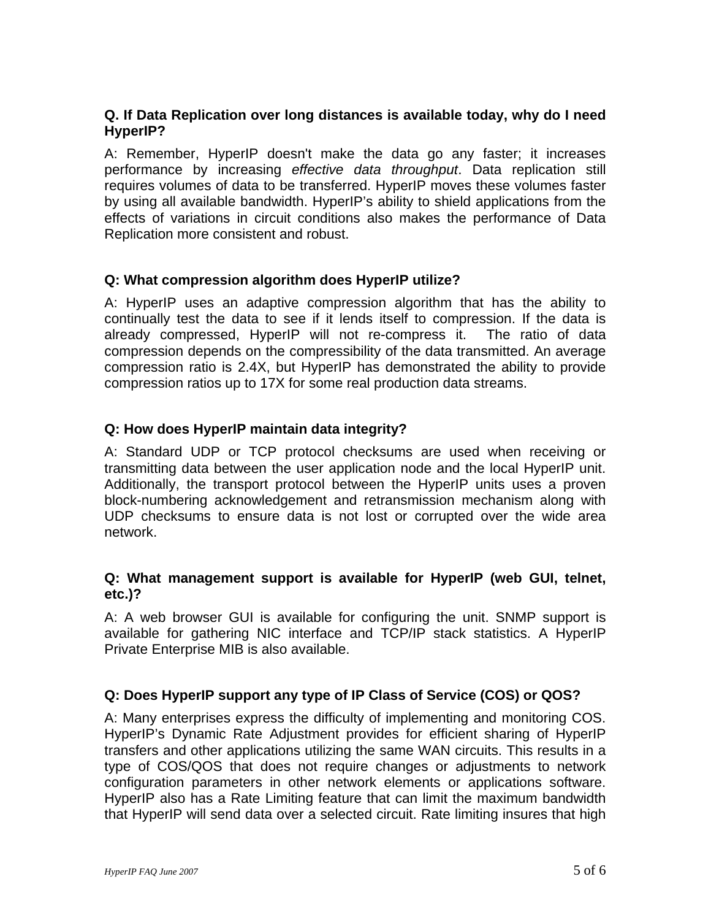**Q. If Data Replication over long distances is available today, why do I need HyperIP?**

A: Remember, HyperIP doesn't make the data go any faster; it increases performance by increasing *effective data throughput*. Data replication still requires volumes of data to be transferred. HyperIP moves these volumes faster by using all available bandwidth. HyperIP's ability to shield applications from the effects of variations in circuit conditions also makes the performance of Data Replication more consistent and robust.

**Q: What compression algorithm does HyperIP utilize?**

A: HyperIP uses an adaptive compression algorithm that has the ability to continually test the data to see if it lends itself to compression. If the data is already compressed, HyperIP will not re-compress it. The ratio of data compression depends on the compressibility of the data transmitted. An average compression ratio is 2.4X, but HyperIP has demonstrated the ability to provide compression ratios up to 17X for some real production data streams.

**Q: How does HyperIP maintain data integrity?**

A: Standard UDP or TCP protocol checksums are used when receiving or transmitting data between the user application node and the local HyperIP unit. Additionally, the transport protocol between the HyperIP units uses a proven block-numbering acknowledgement and retransmission mechanism along with UDP checksums to ensure data is not lost or corrupted over the wide area network.

**Q: What management support is available for HyperIP (web GUI, telnet, etc.)?**

A: A web browser GUI is available for configuring the unit. SNMP support is available for gathering NIC interface and TCP/IP stack statistics. A HyperIP Private Enterprise MIB is also available.

**Q: Does HyperIP support any type of IP Class of Service (COS) or QOS?**

A: Many enterprises express the difficulty of implementing and monitoring COS. HyperIP's Dynamic Rate Adjustment provides for efficient sharing of HyperIP transfers and other applications utilizing the same WAN circuits. This results in a type of COS/QOS that does not require changes or adjustments to network configuration parameters in other network elements or applications software. HyperIP also has a Rate Limiting feature that can limit the maximum bandwidth that HyperIP will send data over a selected circuit. Rate limiting insures that high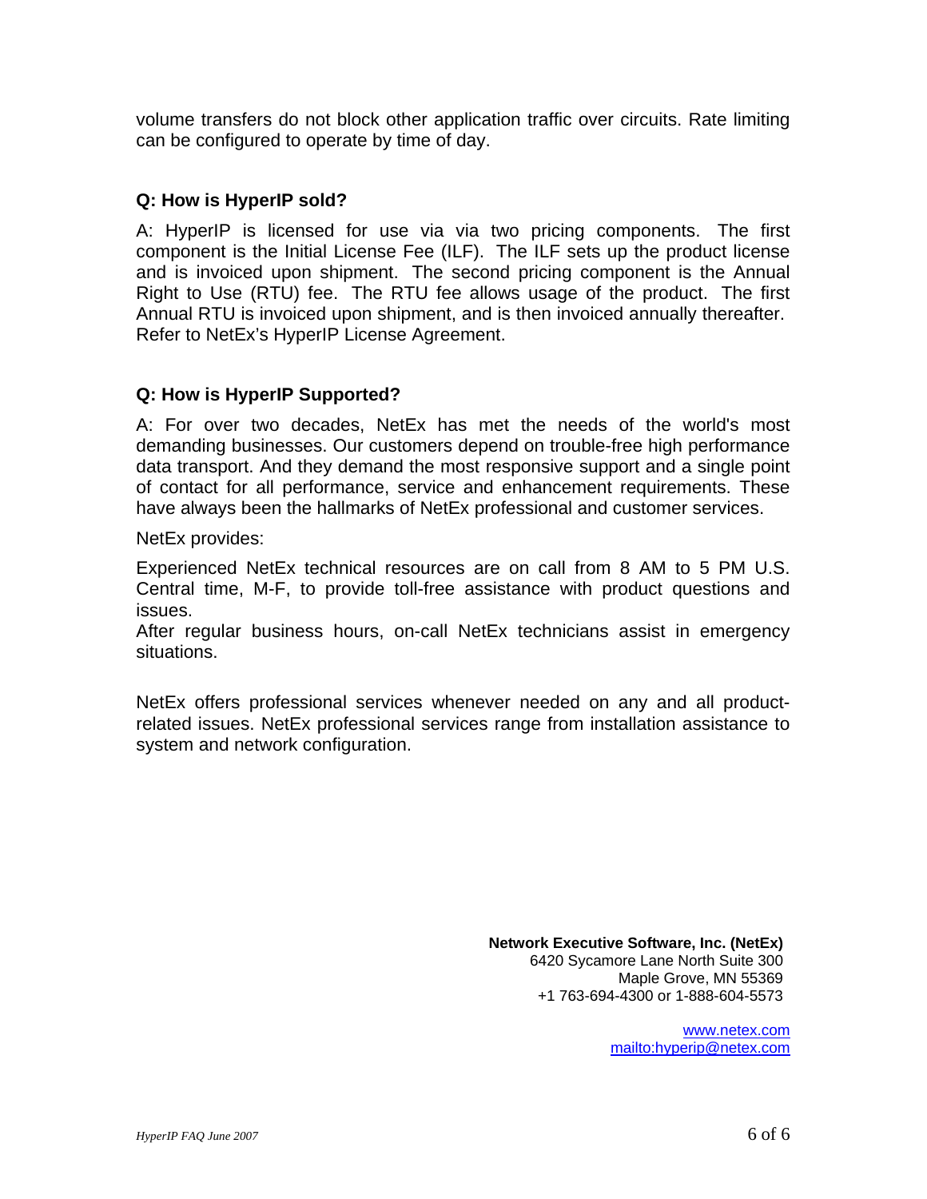volume transfers do not block other application traffic over circuits. Rate limiting can be configured to operate by time of day.

### Q: How is HyperIP sold?

A: HyperIP is licensed for use via via two pricing components. The first component is the Initial License Fee (ILF). The ILF sets up the product license and is invoiced upon shipment. The second pricing component is the Annual Right to Use (RTU) fee. The RTU fee allows usage of the product. The first Annual RTU is invoiced upon shipment, and is then invoiced annually thereafter. Refer to NetEx's HyperIP License Agreement.

### Q: How is HyperIP Supported?

A: For over two decades, NetEx has met the needs of the world's most demanding businesses. Our customers depend on trouble-free high performance data transport. And they demand the most responsive support and a single point of contact for all performance, service and enhancement requirements. These have always been the hallmarks of NetEx professional and customer services.

NetEx provides:

Experienced NetEx technical resources are on call from 8 AM to 5 PM U.S. Central time, M-F, to provide toll-free assistance with product questions and issues.
After regular business hours, on-call NetEx technicians assist in emergency situations.

NetEx offers professional services whenever needed on any and all product-related issues. NetEx professional services range from installation assistance to system and network configuration.

**Network Executive Software, Inc. (NetEx)**
6420 Sycamore Lane North Suite 300
Maple Grove, MN 55369
+1 763-694-4300 or 1-888-604-5573

www.netex.com
mailto:hyperip@netex.com